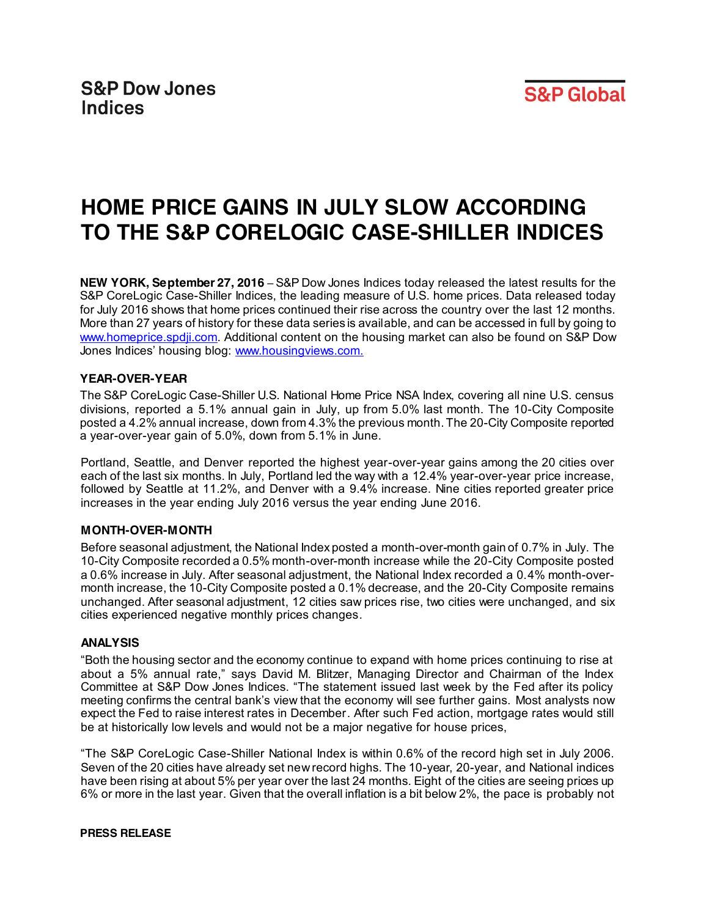S&P Dow Jones Indices

S&P Global

# HOME PRICE GAINS IN JULY SLOW ACCORDING TO THE S&P CORELOGIC CASE-SHILLER INDICES

**NEW YORK, September 27, 2016** – S&P Dow Jones Indices today released the latest results for the S&P CoreLogic Case-Shiller Indices, the leading measure of U.S. home prices. Data released today for July 2016 shows that home prices continued their rise across the country over the last 12 months. More than 27 years of history for these data series is available, and can be accessed in full by going to www.homeprice.spdji.com. Additional content on the housing market can also be found on S&P Dow Jones Indices' housing blog: www.housingviews.com.

### YEAR-OVER-YEAR

The S&P CoreLogic Case-Shiller U.S. National Home Price NSA Index, covering all nine U.S. census divisions, reported a 5.1% annual gain in July, up from 5.0% last month. The 10-City Composite posted a 4.2% annual increase, down from 4.3% the previous month. The 20-City Composite reported a year-over-year gain of 5.0%, down from 5.1% in June.

Portland, Seattle, and Denver reported the highest year-over-year gains among the 20 cities over each of the last six months. In July, Portland led the way with a 12.4% year-over-year price increase, followed by Seattle at 11.2%, and Denver with a 9.4% increase. Nine cities reported greater price increases in the year ending July 2016 versus the year ending June 2016.

### MONTH-OVER-MONTH

Before seasonal adjustment, the National Index posted a month-over-month gain of 0.7% in July. The 10-City Composite recorded a 0.5% month-over-month increase while the 20-City Composite posted a 0.6% increase in July. After seasonal adjustment, the National Index recorded a 0.4% month-over-month increase, the 10-City Composite posted a 0.1% decrease, and the 20-City Composite remains unchanged. After seasonal adjustment, 12 cities saw prices rise, two cities were unchanged, and six cities experienced negative monthly prices changes.

### ANALYSIS

"Both the housing sector and the economy continue to expand with home prices continuing to rise at about a 5% annual rate," says David M. Blitzer, Managing Director and Chairman of the Index Committee at S&P Dow Jones Indices. "The statement issued last week by the Fed after its policy meeting confirms the central bank's view that the economy will see further gains. Most analysts now expect the Fed to raise interest rates in December. After such Fed action, mortgage rates would still be at historically low levels and would not be a major negative for house prices,

"The S&P CoreLogic Case-Shiller National Index is within 0.6% of the record high set in July 2006. Seven of the 20 cities have already set new record highs. The 10-year, 20-year, and National indices have been rising at about 5% per year over the last 24 months. Eight of the cities are seeing prices up 6% or more in the last year. Given that the overall inflation is a bit below 2%, the pace is probably not

**PRESS RELEASE**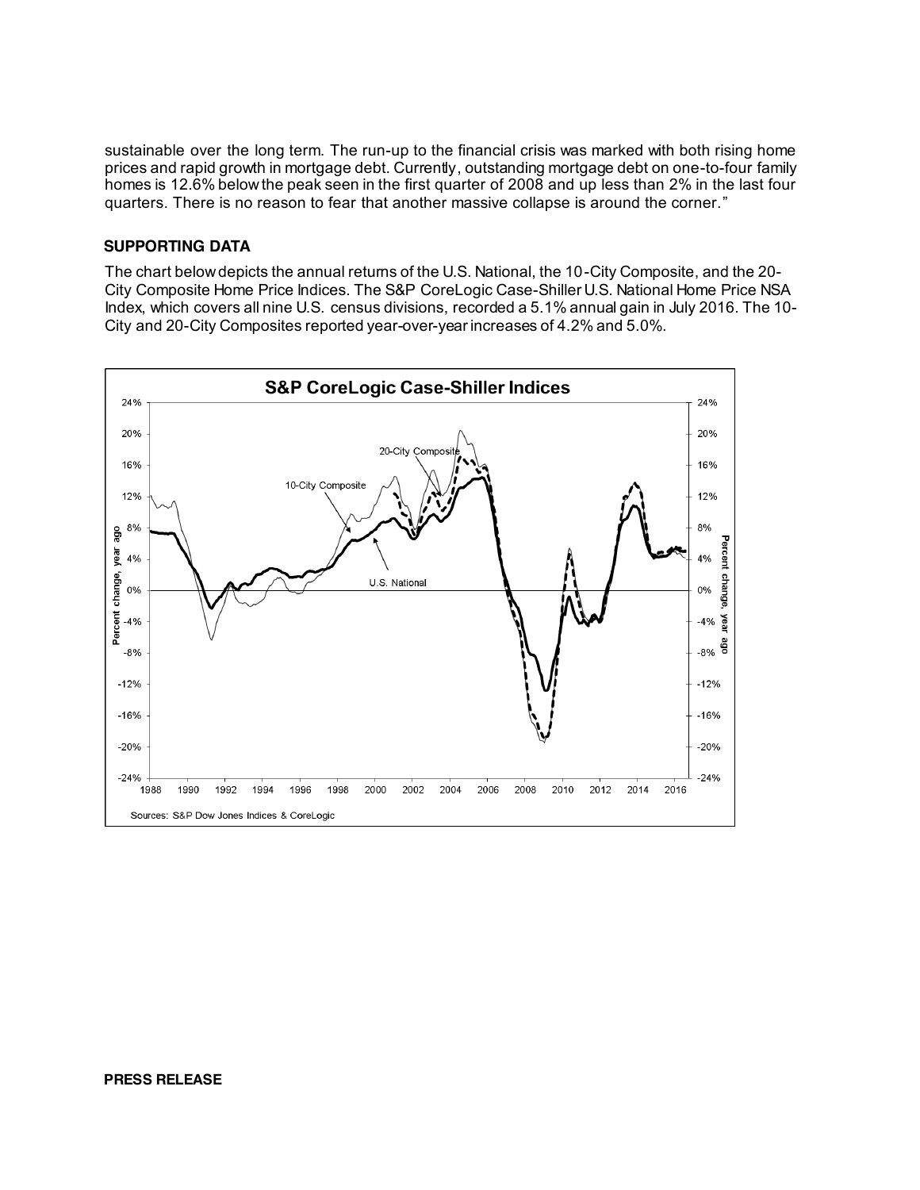sustainable over the long term. The run-up to the financial crisis was marked with both rising home prices and rapid growth in mortgage debt. Currently, outstanding mortgage debt on one-to-four family homes is 12.6% below the peak seen in the first quarter of 2008 and up less than 2% in the last four quarters. There is no reason to fear that another massive collapse is around the corner."

## SUPPORTING DATA

The chart below depicts the annual returns of the U.S. National, the 10-City Composite, and the 20-City Composite Home Price Indices. The S&P CoreLogic Case-Shiller U.S. National Home Price NSA Index, which covers all nine U.S. census divisions, recorded a 5.1% annual gain in July 2016. The 10-City and 20-City Composites reported year-over-year increases of 4.2% and 5.0%.

**S&P CoreLogic Case-Shiller Indices**

Sources: S&P Dow Jones Indices & CoreLogic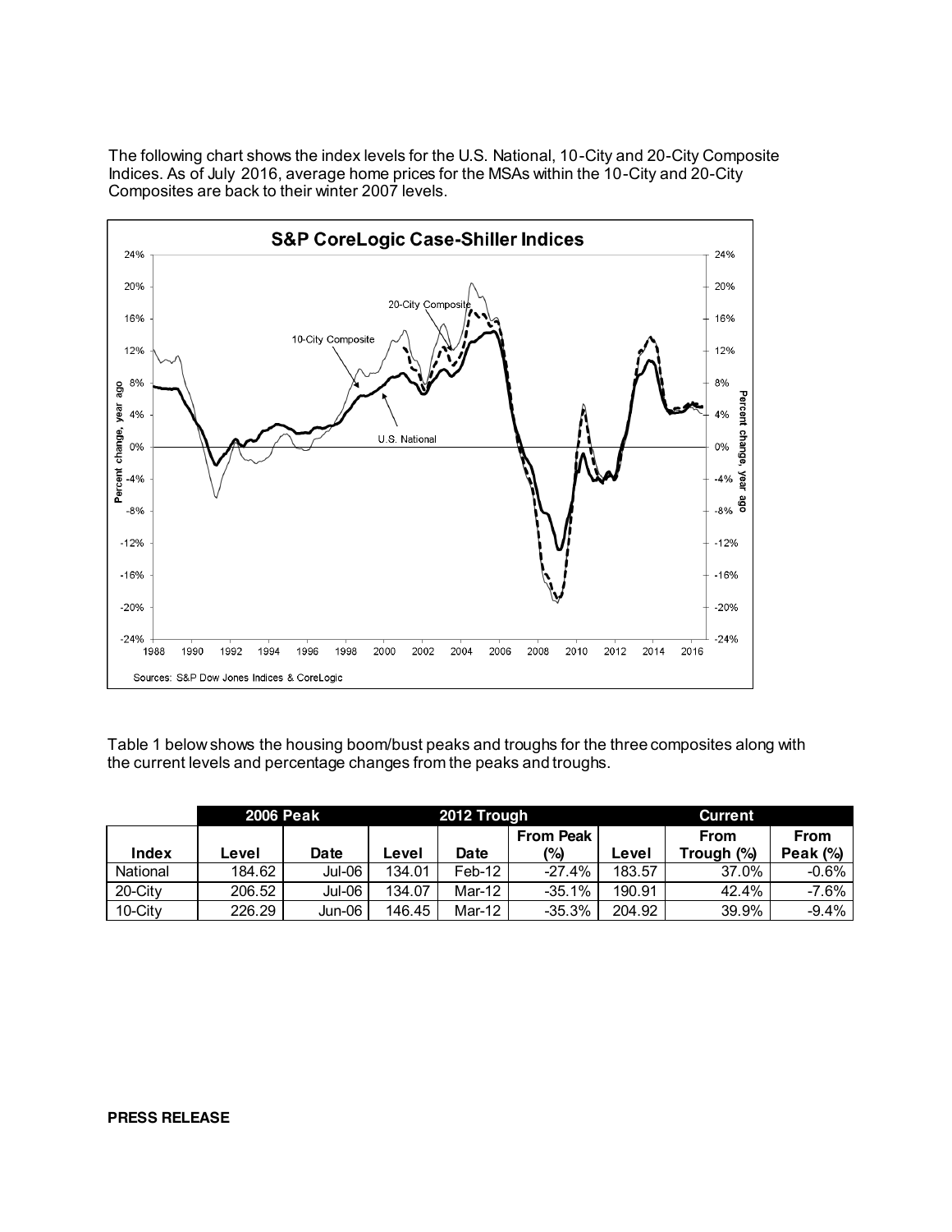The following chart shows the index levels for the U.S. National, 10-City and 20-City Composite Indices. As of July 2016, average home prices for the MSAs within the 10-City and 20-City Composites are back to their winter 2007 levels.

Table 1 below shows the housing boom/bust peaks and troughs for the three composites along with the current levels and percentage changes from the peaks and troughs.

| | 2006 Peak | | 2012 Trough | | | Current | | |
|---|---|---|---|---|---|---|---|---|
| Index | Level | Date | Level | Date | From Peak (%) | Level | From Trough (%) | From Peak (%) |
| National | 184.62 | Jul-06 | 134.01 | Feb-12 | -27.4% | 183.57 | 37.0% | -0.6% |
| 20-City | 206.52 | Jul-06 | 134.07 | Mar-12 | -35.1% | 190.91 | 42.4% | -7.6% |
| 10-City | 226.29 | Jun-06 | 146.45 | Mar-12 | -35.3% | 204.92 | 39.9% | -9.4% |

**PRESS RELEASE**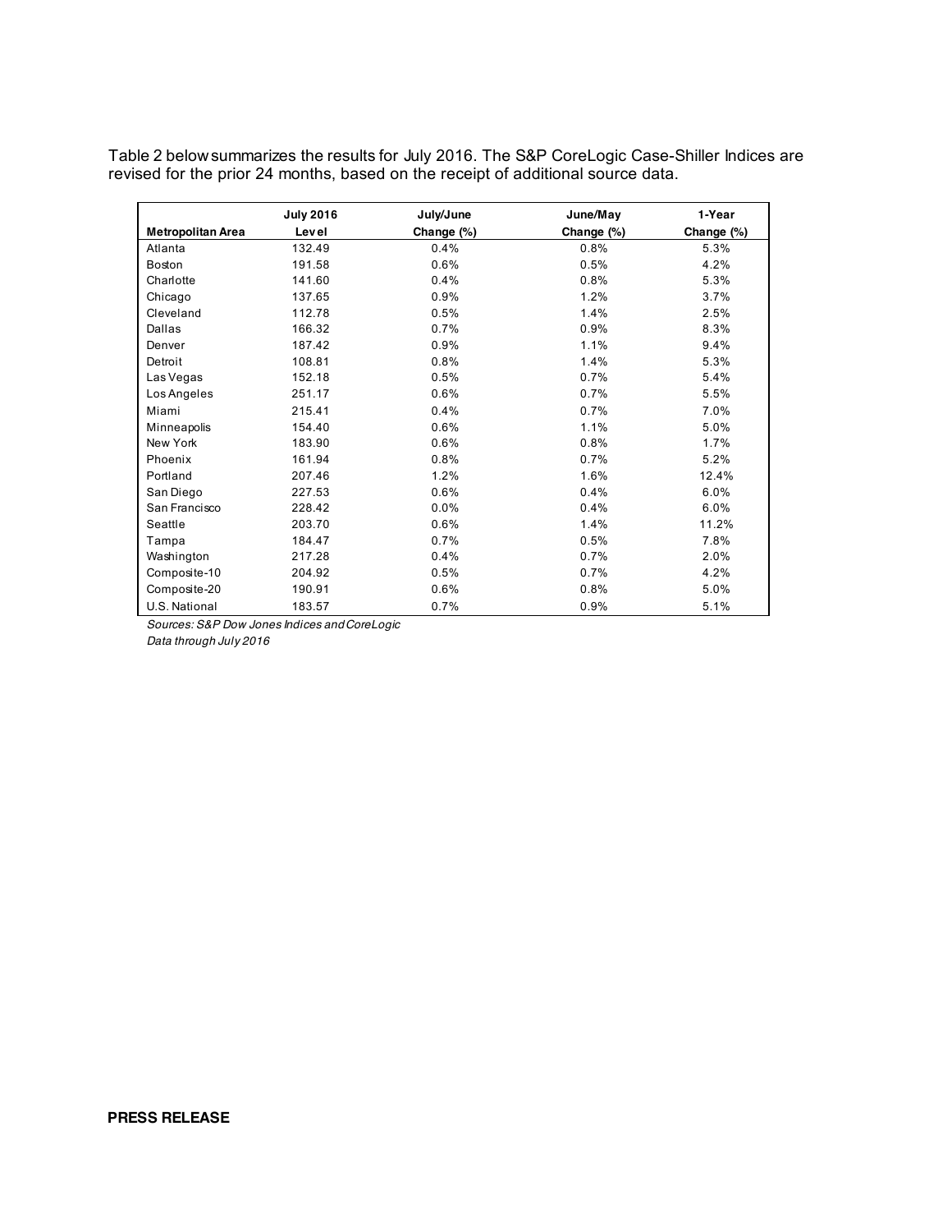Table 2 below summarizes the results for July 2016. The S&P CoreLogic Case-Shiller Indices are revised for the prior 24 months, based on the receipt of additional source data.

| Metropolitan Area | July 2016 Level | July/June Change (%) | June/May Change (%) | 1-Year Change (%) |
|---|---|---|---|---|
| Atlanta | 132.49 | 0.4% | 0.8% | 5.3% |
| Boston | 191.58 | 0.6% | 0.5% | 4.2% |
| Charlotte | 141.60 | 0.4% | 0.8% | 5.3% |
| Chicago | 137.65 | 0.9% | 1.2% | 3.7% |
| Cleveland | 112.78 | 0.5% | 1.4% | 2.5% |
| Dallas | 166.32 | 0.7% | 0.9% | 8.3% |
| Denver | 187.42 | 0.9% | 1.1% | 9.4% |
| Detroit | 108.81 | 0.8% | 1.4% | 5.3% |
| Las Vegas | 152.18 | 0.5% | 0.7% | 5.4% |
| Los Angeles | 251.17 | 0.6% | 0.7% | 5.5% |
| Miami | 215.41 | 0.4% | 0.7% | 7.0% |
| Minneapolis | 154.40 | 0.6% | 1.1% | 5.0% |
| New York | 183.90 | 0.6% | 0.8% | 1.7% |
| Phoenix | 161.94 | 0.8% | 0.7% | 5.2% |
| Portland | 207.46 | 1.2% | 1.6% | 12.4% |
| San Diego | 227.53 | 0.6% | 0.4% | 6.0% |
| San Francisco | 228.42 | 0.0% | 0.4% | 6.0% |
| Seattle | 203.70 | 0.6% | 1.4% | 11.2% |
| Tampa | 184.47 | 0.7% | 0.5% | 7.8% |
| Washington | 217.28 | 0.4% | 0.7% | 2.0% |
| Composite-10 | 204.92 | 0.5% | 0.7% | 4.2% |
| Composite-20 | 190.91 | 0.6% | 0.8% | 5.0% |
| U.S. National | 183.57 | 0.7% | 0.9% | 5.1% |

*Sources: S&P Dow Jones Indices and CoreLogic*

*Data through July 2016*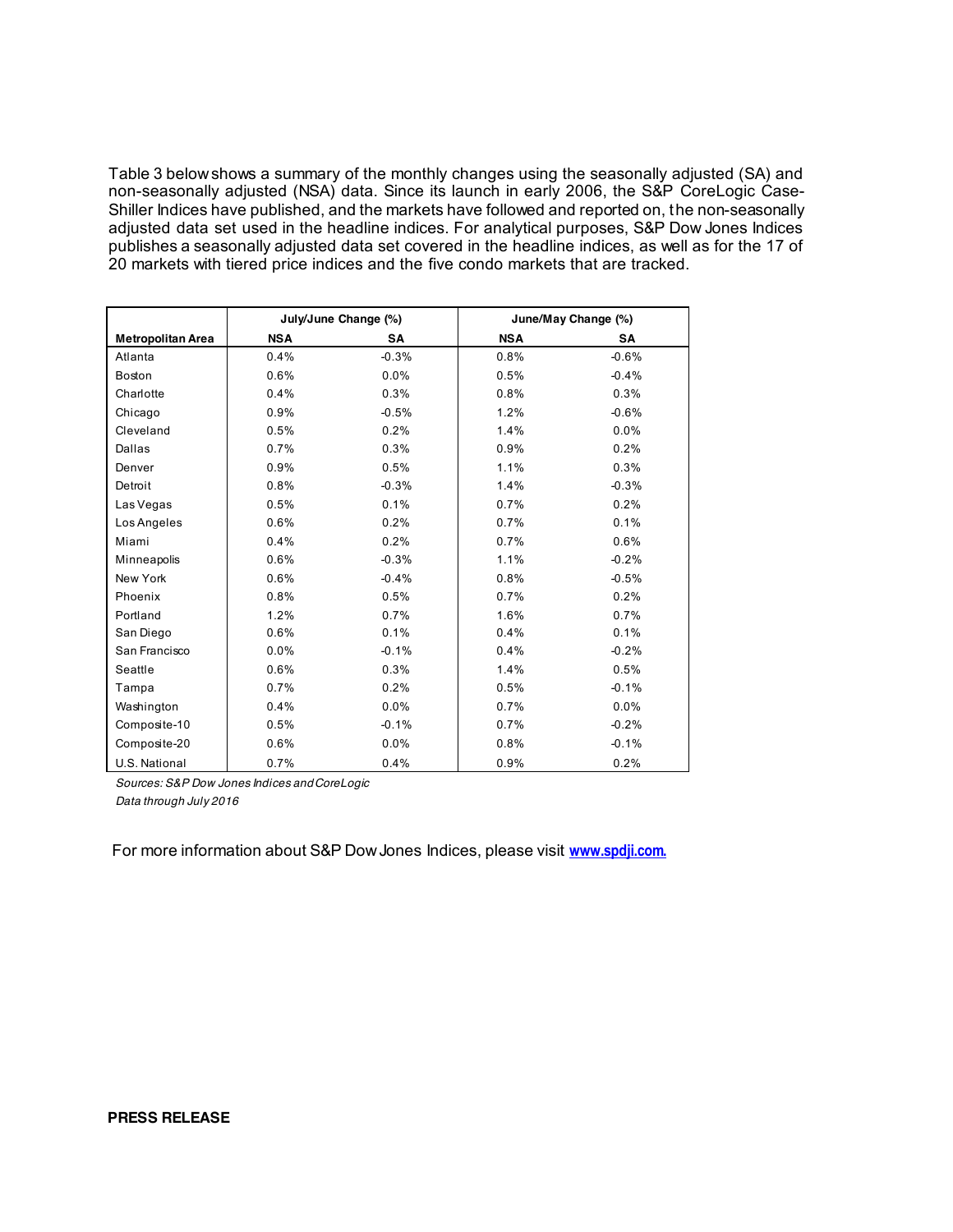Table 3 below shows a summary of the monthly changes using the seasonally adjusted (SA) and non-seasonally adjusted (NSA) data. Since its launch in early 2006, the S&P CoreLogic Case-Shiller Indices have published, and the markets have followed and reported on, the non-seasonally adjusted data set used in the headline indices. For analytical purposes, S&P Dow Jones Indices publishes a seasonally adjusted data set covered in the headline indices, as well as for the 17 of 20 markets with tiered price indices and the five condo markets that are tracked.

| | July/June Change (%) | | June/May Change (%) | |
|---|---|---|---|---|
| **Metropolitan Area** | **NSA** | **SA** | **NSA** | **SA** |
| Atlanta | 0.4% | -0.3% | 0.8% | -0.6% |
| Boston | 0.6% | 0.0% | 0.5% | -0.4% |
| Charlotte | 0.4% | 0.3% | 0.8% | 0.3% |
| Chicago | 0.9% | -0.5% | 1.2% | -0.6% |
| Cleveland | 0.5% | 0.2% | 1.4% | 0.0% |
| Dallas | 0.7% | 0.3% | 0.9% | 0.2% |
| Denver | 0.9% | 0.5% | 1.1% | 0.3% |
| Detroit | 0.8% | -0.3% | 1.4% | -0.3% |
| Las Vegas | 0.5% | 0.1% | 0.7% | 0.2% |
| Los Angeles | 0.6% | 0.2% | 0.7% | 0.1% |
| Miami | 0.4% | 0.2% | 0.7% | 0.6% |
| Minneapolis | 0.6% | -0.3% | 1.1% | -0.2% |
| New York | 0.6% | -0.4% | 0.8% | -0.5% |
| Phoenix | 0.8% | 0.5% | 0.7% | 0.2% |
| Portland | 1.2% | 0.7% | 1.6% | 0.7% |
| San Diego | 0.6% | 0.1% | 0.4% | 0.1% |
| San Francisco | 0.0% | -0.1% | 0.4% | -0.2% |
| Seattle | 0.6% | 0.3% | 1.4% | 0.5% |
| Tampa | 0.7% | 0.2% | 0.5% | -0.1% |
| Washington | 0.4% | 0.0% | 0.7% | 0.0% |
| Composite-10 | 0.5% | -0.1% | 0.7% | -0.2% |
| Composite-20 | 0.6% | 0.0% | 0.8% | -0.1% |
| U.S. National | 0.7% | 0.4% | 0.9% | 0.2% |

*Sources: S&P Dow Jones Indices and CoreLogic*

*Data through July 2016*

For more information about S&P Dow Jones Indices, please visit **www.spdji.com.**

**PRESS RELEASE**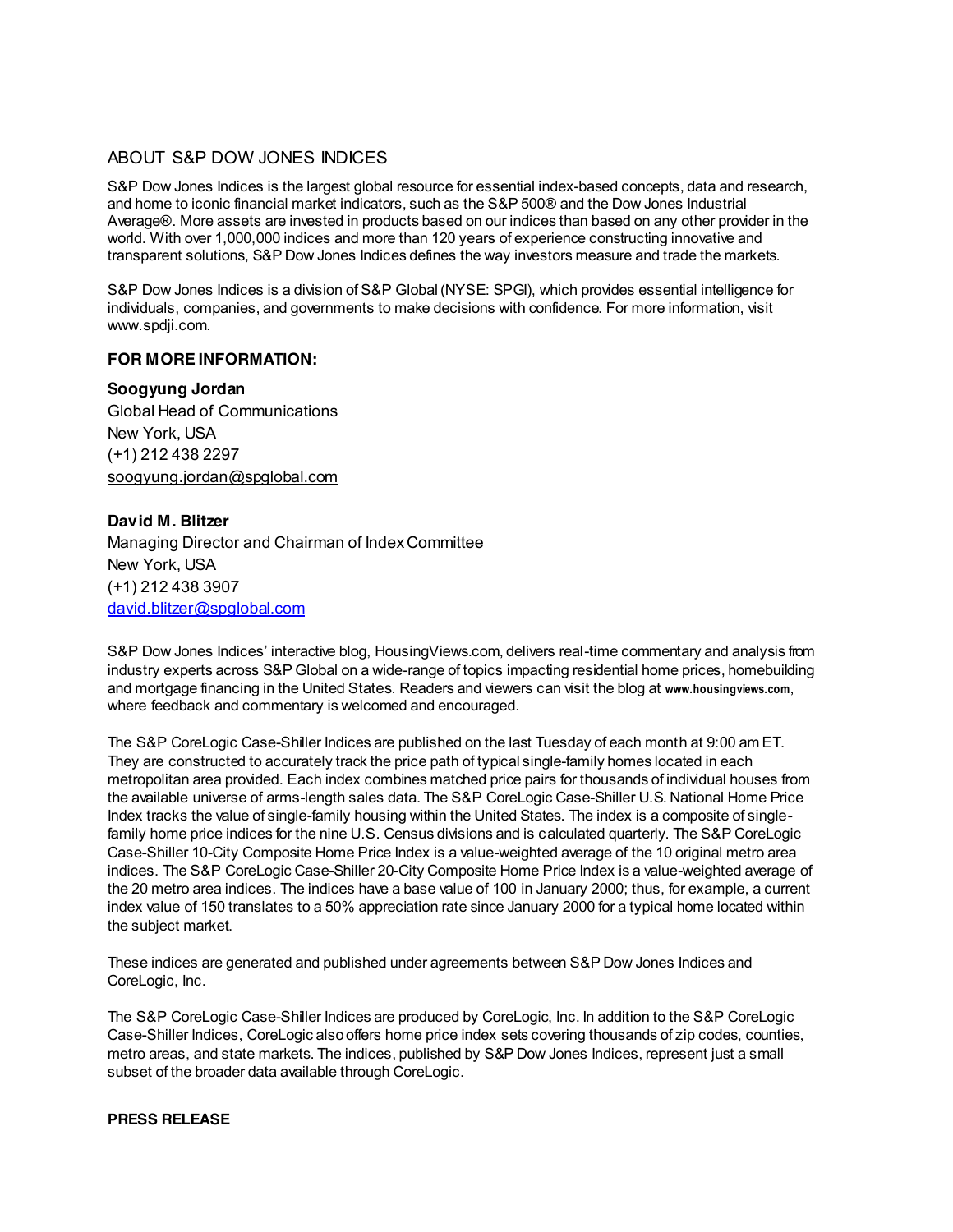## ABOUT S&P DOW JONES INDICES

S&P Dow Jones Indices is the largest global resource for essential index-based concepts, data and research, and home to iconic financial market indicators, such as the S&P 500® and the Dow Jones Industrial Average®. More assets are invested in products based on our indices than based on any other provider in the world. With over 1,000,000 indices and more than 120 years of experience constructing innovative and transparent solutions, S&P Dow Jones Indices defines the way investors measure and trade the markets.

S&P Dow Jones Indices is a division of S&P Global (NYSE: SPGI), which provides essential intelligence for individuals, companies, and governments to make decisions with confidence. For more information, visit www.spdji.com.

**FOR MORE INFORMATION:**

**Soogyung Jordan**
Global Head of Communications
New York, USA
(+1) 212 438 2297
soogyung.jordan@spglobal.com

**David M. Blitzer**
Managing Director and Chairman of Index Committee
New York, USA
(+1) 212 438 3907
david.blitzer@spglobal.com

S&P Dow Jones Indices' interactive blog, HousingViews.com, delivers real-time commentary and analysis from industry experts across S&P Global on a wide-range of topics impacting residential home prices, homebuilding and mortgage financing in the United States. Readers and viewers can visit the blog at **www.housingviews.com**, where feedback and commentary is welcomed and encouraged.

The S&P CoreLogic Case-Shiller Indices are published on the last Tuesday of each month at 9:00 am ET. They are constructed to accurately track the price path of typical single-family homes located in each metropolitan area provided. Each index combines matched price pairs for thousands of individual houses from the available universe of arms-length sales data. The S&P CoreLogic Case-Shiller U.S. National Home Price Index tracks the value of single-family housing within the United States. The index is a composite of single-family home price indices for the nine U.S. Census divisions and is calculated quarterly. The S&P CoreLogic Case-Shiller 10-City Composite Home Price Index is a value-weighted average of the 10 original metro area indices. The S&P CoreLogic Case-Shiller 20-City Composite Home Price Index is a value-weighted average of the 20 metro area indices. The indices have a base value of 100 in January 2000; thus, for example, a current index value of 150 translates to a 50% appreciation rate since January 2000 for a typical home located within the subject market.

These indices are generated and published under agreements between S&P Dow Jones Indices and CoreLogic, Inc.

The S&P CoreLogic Case-Shiller Indices are produced by CoreLogic, Inc. In addition to the S&P CoreLogic Case-Shiller Indices, CoreLogic also offers home price index sets covering thousands of zip codes, counties, metro areas, and state markets. The indices, published by S&P Dow Jones Indices, represent just a small subset of the broader data available through CoreLogic.